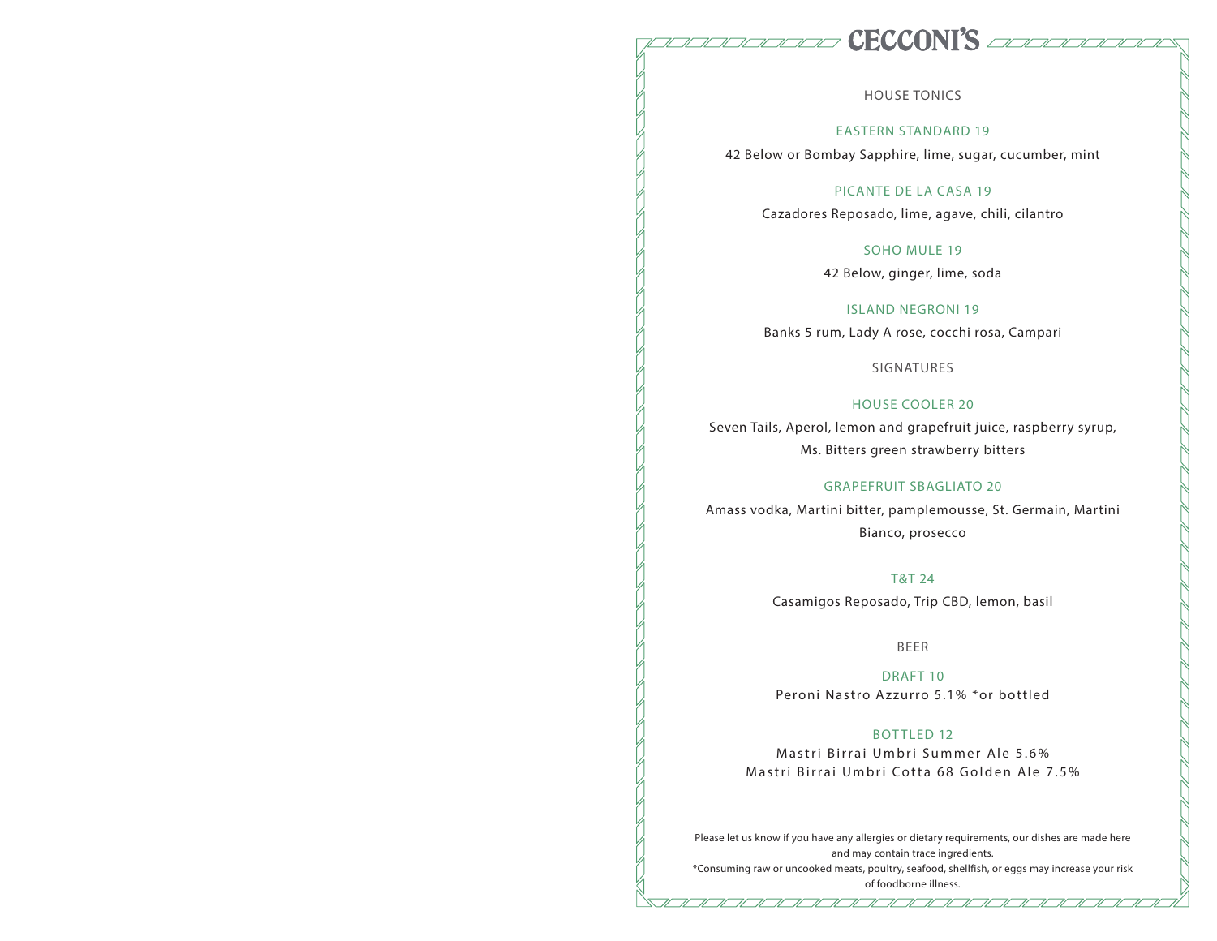# CECCONI'S

## HOUSE TONICS

### EASTERN STANDARD 19

42 Below or Bombay Sapphire, lime, sugar, cucumber, mint

### PICANTE DE LA CASA 19

Cazadores Reposado, lime, agave, chili, cilantro

### SOHO MULE 19

42 Below, ginger, lime, soda

### ISLAND NEGRONI 19

Banks 5 rum, Lady A rose, cocchi rosa, Campari

## SIGNATURES

### HOUSE COOLER 20

Seven Tails, Aperol, lemon and grapefruit juice, raspberry syrup, Ms. Bitters green strawberry bitters

### GRAPEFRUIT SBAGLIATO 20

Amass vodka, Martini bitter, pamplemousse, St. Germain, Martini Bianco, prosecco

### T&T 24

Casamigos Reposado, Trip CBD, lemon, basil

## BEER

### DRAFT 10

Peroni Nastro Azzurro 5.1% *or bottled

### BOTTLED 12

Mastri Birrai Umbri Summer Ale 5.6%

Mastri Birrai Umbri Cotta 68 Golden Ale 7.5%

Please let us know if you have any allergies or dietary requirements, our dishes are made here and may contain trace ingredients.

*Consuming raw or uncooked meats, poultry, seafood, shellfish, or eggs may increase your risk of foodborne illness.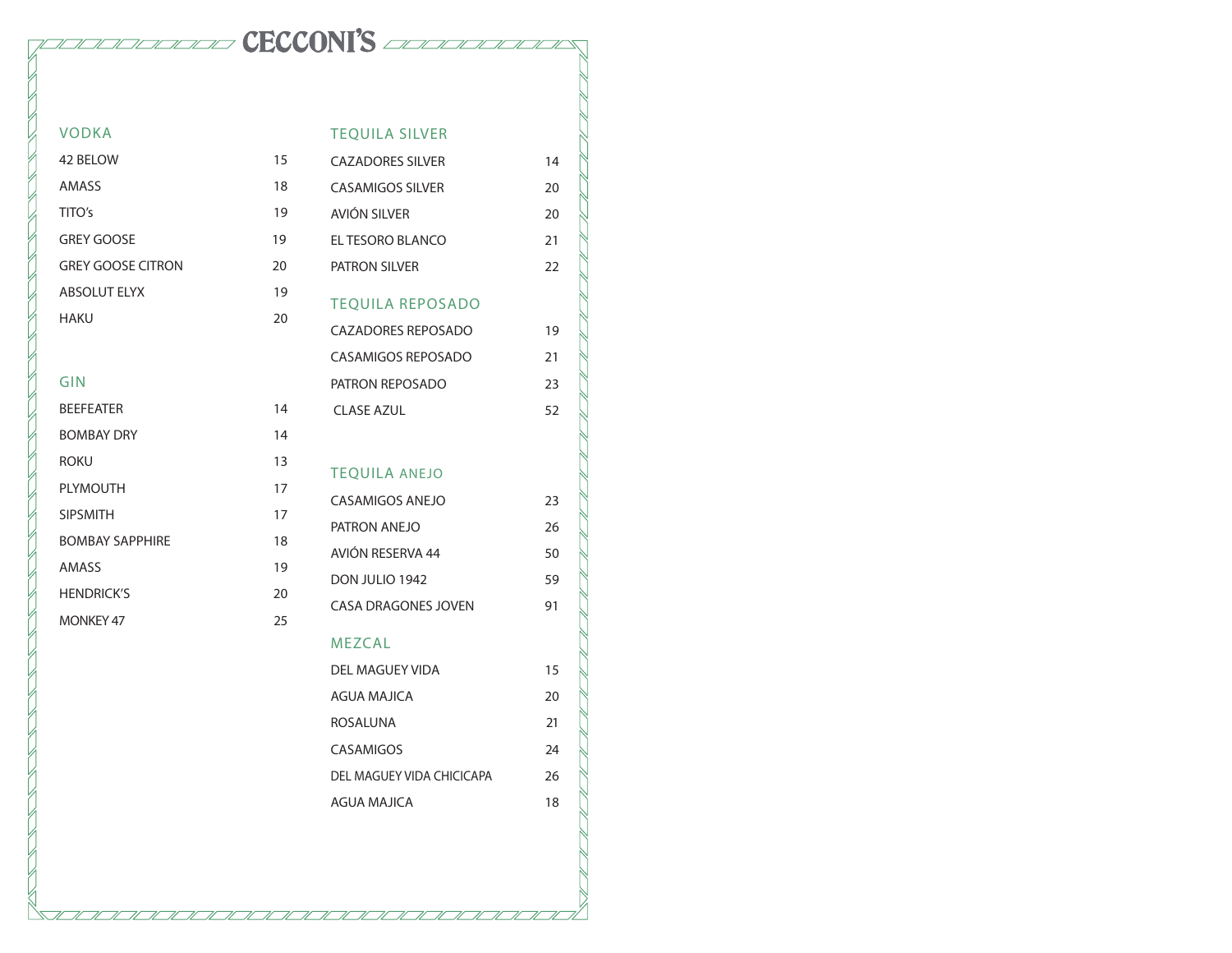# CECCONI'S

## VODKA

| | |
|---|---|
| 42 BELOW | 15 |
| AMASS | 18 |
| TITO's | 19 |
| GREY GOOSE | 19 |
| GREY GOOSE CITRON | 20 |
| ABSOLUT ELYX | 19 |
| HAKU | 20 |

## GIN

| | |
|---|---|
| BEEFEATER | 14 |
| BOMBAY DRY | 14 |
| ROKU | 13 |
| PLYMOUTH | 17 |
| SIPSMITH | 17 |
| BOMBAY SAPPHIRE | 18 |
| AMASS | 19 |
| HENDRICK'S | 20 |
| MONKEY 47 | 25 |

## TEQUILA SILVER

| | |
|---|---|
| CAZADORES SILVER | 14 |
| CASAMIGOS SILVER | 20 |
| AVIÓN SILVER | 20 |
| EL TESORO BLANCO | 21 |
| PATRON SILVER | 22 |

## TEQUILA REPOSADO

| | |
|---|---|
| CAZADORES REPOSADO | 19 |
| CASAMIGOS REPOSADO | 21 |
| PATRON REPOSADO | 23 |
| CLASE AZUL | 52 |

## TEQUILA ANEJO

| | |
|---|---|
| CASAMIGOS ANEJO | 23 |
| PATRON ANEJO | 26 |
| AVIÓN RESERVA 44 | 50 |
| DON JULIO 1942 | 59 |
| CASA DRAGONES JOVEN | 91 |

## MEZCAL

| | |
|---|---|
| DEL MAGUEY VIDA | 15 |
| AGUA MAJICA | 20 |
| ROSALUNA | 21 |
| CASAMIGOS | 24 |
| DEL MAGUEY VIDA CHICICAPA | 26 |
| AGUA MAJICA | 18 |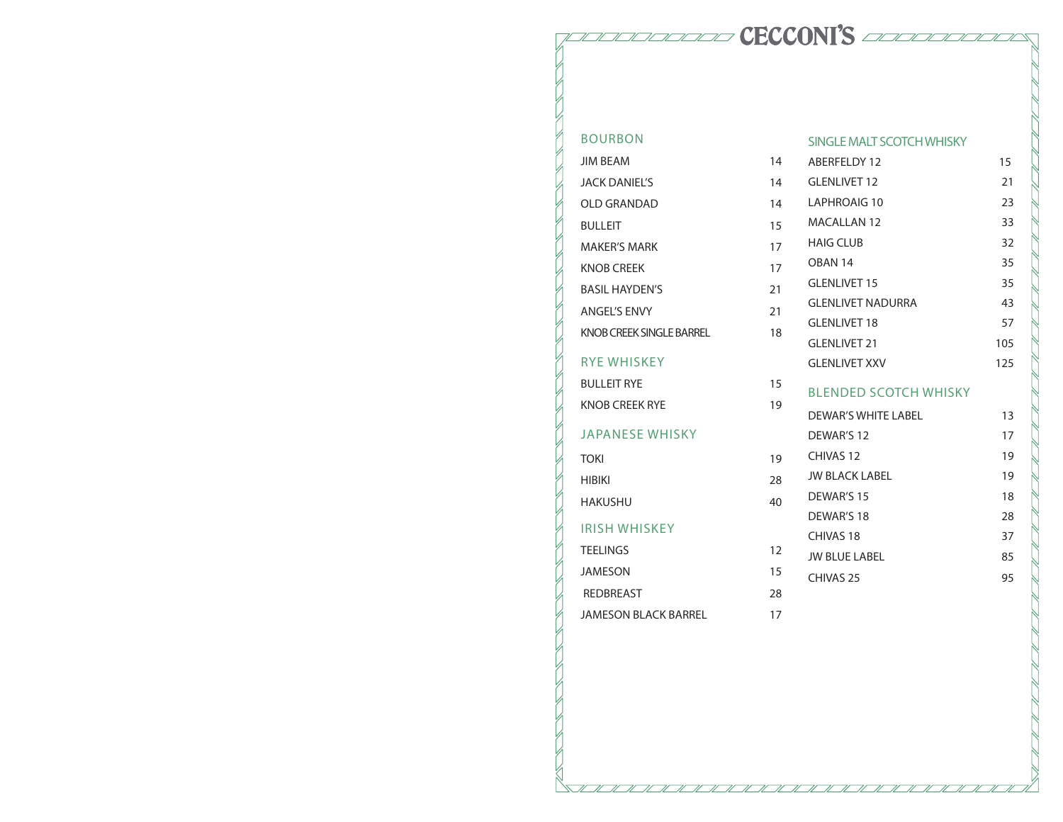# CECCONI'S

## BOURBON

| | |
|---|---|
| JIM BEAM | 14 |
| JACK DANIEL'S | 14 |
| OLD GRANDAD | 14 |
| BULLEIT | 15 |
| MAKER'S MARK | 17 |
| KNOB CREEK | 17 |
| BASIL HAYDEN'S | 21 |
| ANGEL'S ENVY | 21 |
| KNOB CREEK SINGLE BARREL | 18 |

## RYE WHISKEY

| | |
|---|---|
| BULLEIT RYE | 15 |
| KNOB CREEK RYE | 19 |

## JAPANESE WHISKY

| | |
|---|---|
| TOKI | 19 |
| HIBIKI | 28 |
| HAKUSHU | 40 |

## IRISH WHISKEY

| | |
|---|---|
| TEELINGS | 12 |
| JAMESON | 15 |
| REDBREAST | 28 |
| JAMESON BLACK BARREL | 17 |

## SINGLE MALT SCOTCH WHISKY

| | |
|---|---|
| ABERFELDY 12 | 15 |
| GLENLIVET 12 | 21 |
| LAPHROAIG 10 | 23 |
| MACALLAN 12 | 33 |
| HAIG CLUB | 32 |
| OBAN 14 | 35 |
| GLENLIVET 15 | 35 |
| GLENLIVET NADURRA | 43 |
| GLENLIVET 18 | 57 |
| GLENLIVET 21 | 105 |
| GLENLIVET XXV | 125 |

## BLENDED SCOTCH WHISKY

| | |
|---|---|
| DEWAR'S WHITE LABEL | 13 |
| DEWAR'S 12 | 17 |
| CHIVAS 12 | 19 |
| JW BLACK LABEL | 19 |
| DEWAR'S 15 | 18 |
| DEWAR'S 18 | 28 |
| CHIVAS 18 | 37 |
| JW BLUE LABEL | 85 |
| CHIVAS 25 | 95 |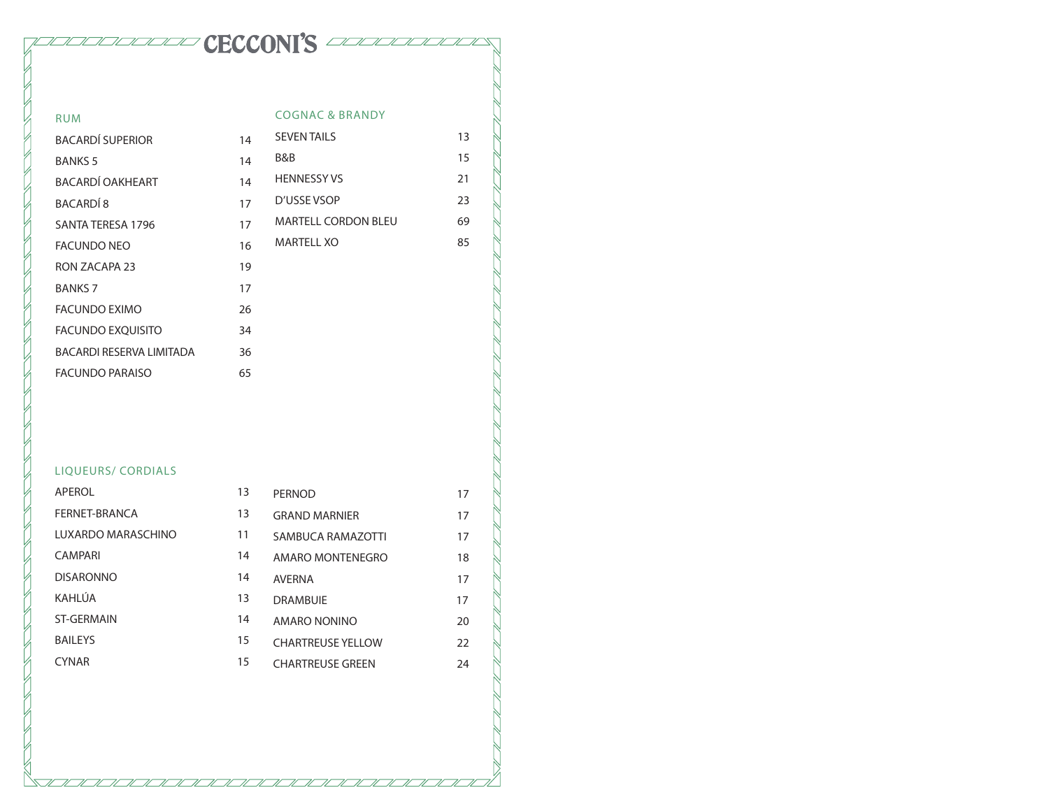# CECCONI'S

## RUM

| | |
|---|---|
| BACARDÍ SUPERIOR | 14 |
| BANKS 5 | 14 |
| BACARDÍ OAKHEART | 14 |
| BACARDÍ 8 | 17 |
| SANTA TERESA 1796 | 17 |
| FACUNDO NEO | 16 |
| RON ZACAPA 23 | 19 |
| BANKS 7 | 17 |
| FACUNDO EXIMO | 26 |
| FACUNDO EXQUISITO | 34 |
| BACARDI RESERVA LIMITADA | 36 |
| FACUNDO PARAISO | 65 |

## COGNAC & BRANDY

| | |
|---|---|
| SEVEN TAILS | 13 |
| B&B | 15 |
| HENNESSY VS | 21 |
| D'USSE VSOP | 23 |
| MARTELL CORDON BLEU | 69 |
| MARTELL XO | 85 |

## LIQUEURS/ CORDIALS

| | |
|---|---|
| APEROL | 13 |
| FERNET-BRANCA | 13 |
| LUXARDO MARASCHINO | 11 |
| CAMPARI | 14 |
| DISARONNO | 14 |
| KAHLÚA | 13 |
| ST-GERMAIN | 14 |
| BAILEYS | 15 |
| CYNAR | 15 |
| PERNOD | 17 |
| GRAND MARNIER | 17 |
| SAMBUCA RAMAZOTTI | 17 |
| AMARO MONTENEGRO | 18 |
| AVERNA | 17 |
| DRAMBUIE | 17 |
| AMARO NONINO | 20 |
| CHARTREUSE YELLOW | 22 |
| CHARTREUSE GREEN | 24 |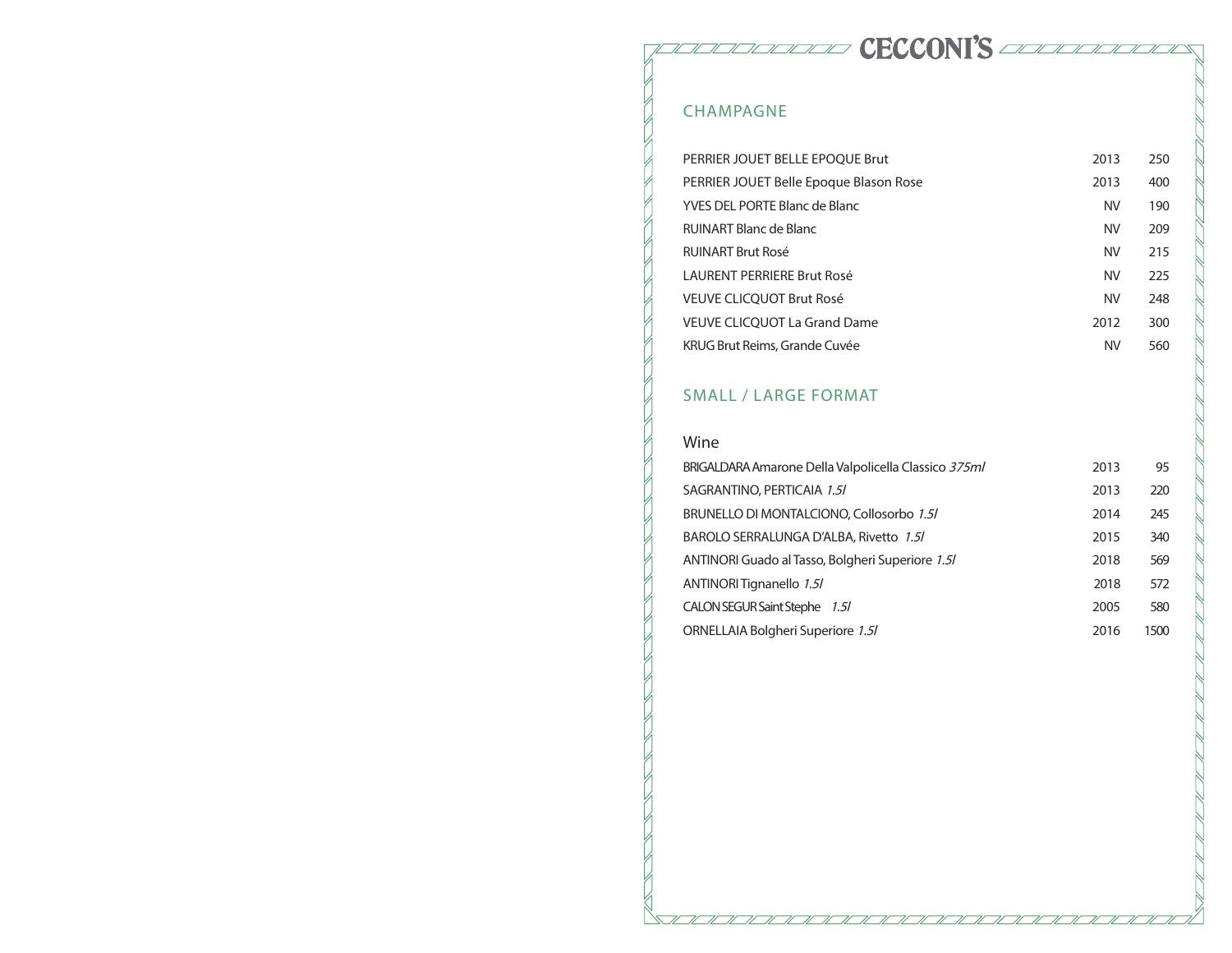# CECCONI'S

## CHAMPAGNE

| | | |
|---|---|---|
| PERRIER JOUET BELLE EPOQUE Brut | 2013 | 250 |
| PERRIER JOUET Belle Epoque Blason Rose | 2013 | 400 |
| YVES DEL PORTE Blanc de Blanc | NV | 190 |
| RUINART Blanc de Blanc | NV | 209 |
| RUINART Brut Rosé | NV | 215 |
| LAURENT PERRIERE Brut Rosé | NV | 225 |
| VEUVE CLICQUOT Brut Rosé | NV | 248 |
| VEUVE CLICQUOT La Grand Dame | 2012 | 300 |
| KRUG Brut Reims, Grande Cuvée | NV | 560 |

## SMALL / LARGE FORMAT

### Wine

| | | |
|---|---|---|
| BRIGALDARA Amarone Della Valpolicella Classico *375ml* | 2013 | 95 |
| SAGRANTINO, PERTICAIA *1.5l* | 2013 | 220 |
| BRUNELLO DI MONTALCIONO, Collosorbo *1.5l* | 2014 | 245 |
| BAROLO SERRALUNGA D'ALBA, Rivetto *1.5l* | 2015 | 340 |
| ANTINORI Guado al Tasso, Bolgheri Superiore *1.5l* | 2018 | 569 |
| ANTINORI Tignanello *1.5l* | 2018 | 572 |
| CALON SEGUR Saint Stephe *1.5l* | 2005 | 580 |
| ORNELLAIA Bolgheri Superiore *1.5l* | 2016 | 1500 |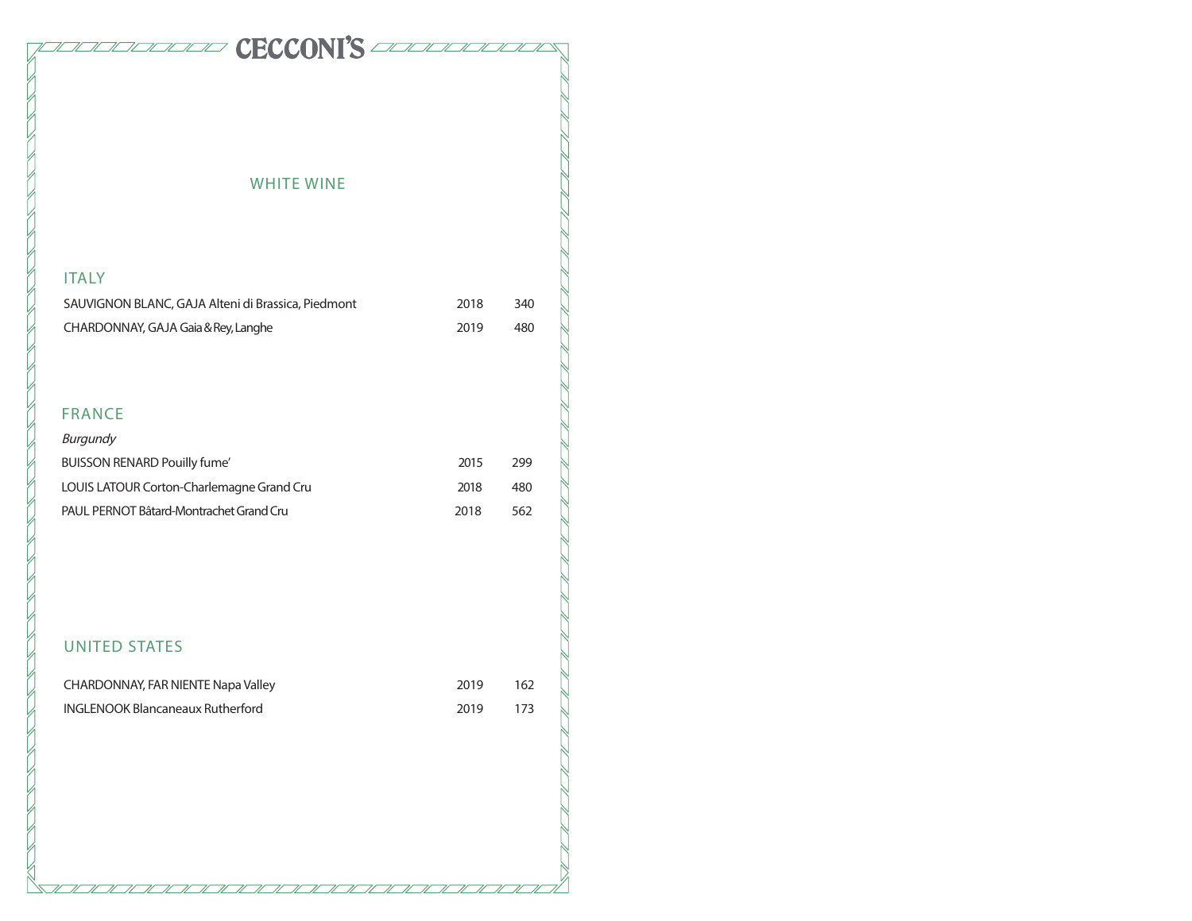# CECCONI'S

## WHITE WINE

### ITALY

| | | |
|---|---|---|
| SAUVIGNON BLANC, GAJA Alteni di Brassica, Piedmont | 2018 | 340 |
| CHARDONNAY, GAJA Gaia & Rey, Langhe | 2019 | 480 |

### FRANCE

*Burgundy*

| | | |
|---|---|---|
| BUISSON RENARD Pouilly fume' | 2015 | 299 |
| LOUIS LATOUR Corton-Charlemagne Grand Cru | 2018 | 480 |
| PAUL PERNOT Bâtard-Montrachet Grand Cru | 2018 | 562 |

### UNITED STATES

| | | |
|---|---|---|
| CHARDONNAY, FAR NIENTE Napa Valley | 2019 | 162 |
| INGLENOOK Blancaneaux Rutherford | 2019 | 173 |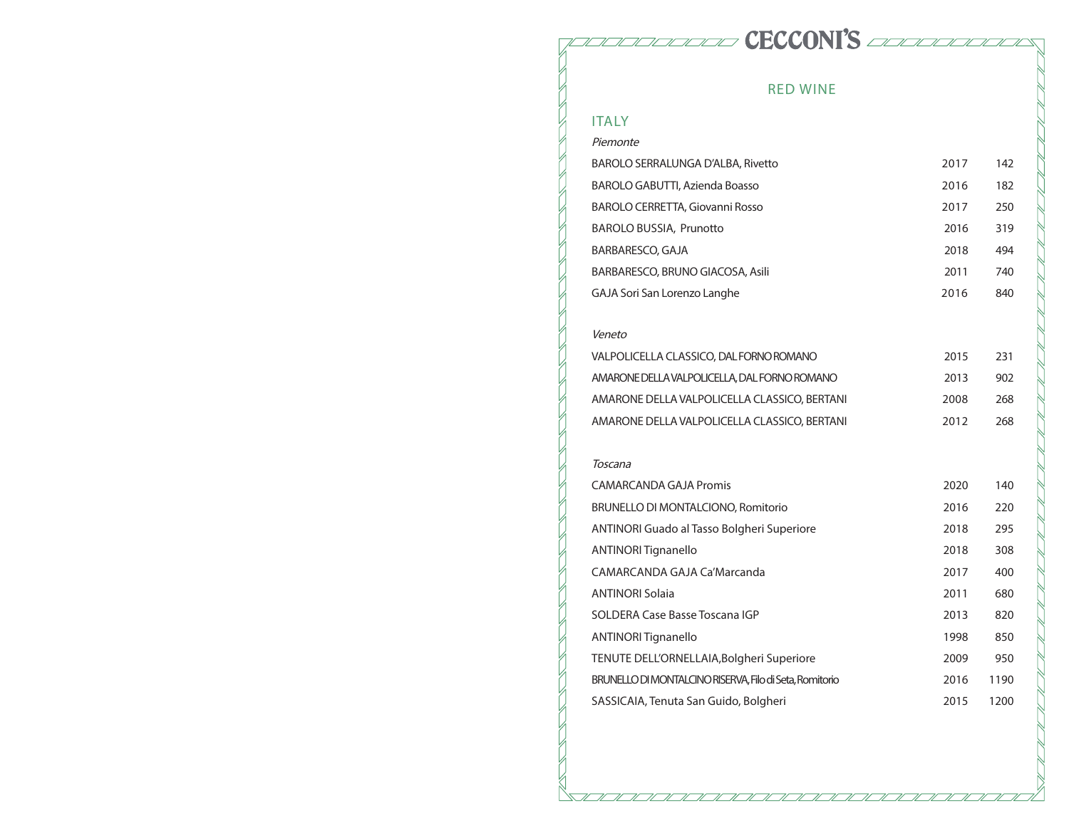# CECCONI'S

## RED WINE

### ITALY

*Piemonte*

| | | |
|---|---|---|
| BAROLO SERRALUNGA D'ALBA, Rivetto | 2017 | 142 |
| BAROLO GABUTTI, Azienda Boasso | 2016 | 182 |
| BAROLO CERRETTA, Giovanni Rosso | 2017 | 250 |
| BAROLO BUSSIA, Prunotto | 2016 | 319 |
| BARBARESCO, GAJA | 2018 | 494 |
| BARBARESCO, BRUNO GIACOSA, Asili | 2011 | 740 |
| GAJA Sori San Lorenzo Langhe | 2016 | 840 |

*Veneto*

| | | |
|---|---|---|
| VALPOLICELLA CLASSICO, DAL FORNO ROMANO | 2015 | 231 |
| AMARONE DELLA VALPOLICELLA, DAL FORNO ROMANO | 2013 | 902 |
| AMARONE DELLA VALPOLICELLA CLASSICO, BERTANI | 2008 | 268 |
| AMARONE DELLA VALPOLICELLA CLASSICO, BERTANI | 2012 | 268 |

*Toscana*

| | | |
|---|---|---|
| CAMARCANDA GAJA Promis | 2020 | 140 |
| BRUNELLO DI MONTALCIONO, Romitorio | 2016 | 220 |
| ANTINORI Guado al Tasso Bolgheri Superiore | 2018 | 295 |
| ANTINORI Tignanello | 2018 | 308 |
| CAMARCANDA GAJA Ca'Marcanda | 2017 | 400 |
| ANTINORI Solaia | 2011 | 680 |
| SOLDERA Case Basse Toscana IGP | 2013 | 820 |
| ANTINORI Tignanello | 1998 | 850 |
| TENUTE DELL'ORNELLAIA,Bolgheri Superiore | 2009 | 950 |
| BRUNELLO DI MONTALCINO RISERVA, Filo di Seta, Romitorio | 2016 | 1190 |
| SASSICAIA, Tenuta San Guido, Bolgheri | 2015 | 1200 |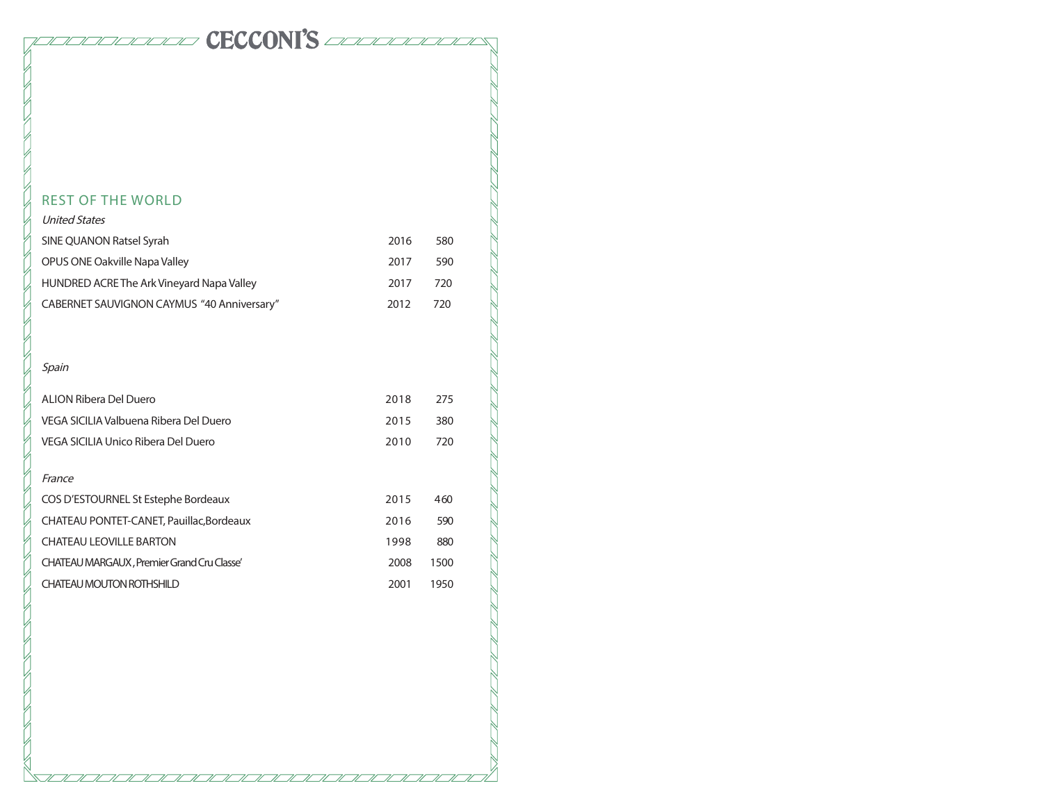# CECCONI'S

## REST OF THE WORLD

*United States*

| | | |
|---|---|---|
| SINE QUANON Ratsel Syrah | 2016 | 580 |
| OPUS ONE Oakville Napa Valley | 2017 | 590 |
| HUNDRED ACRE The Ark Vineyard Napa Valley | 2017 | 720 |
| CABERNET SAUVIGNON CAYMUS "40 Anniversary" | 2012 | 720 |

*Spain*

| | | |
|---|---|---|
| ALION Ribera Del Duero | 2018 | 275 |
| VEGA SICILIA Valbuena Ribera Del Duero | 2015 | 380 |
| VEGA SICILIA Unico Ribera Del Duero | 2010 | 720 |

*France*

| | | |
|---|---|---|
| COS D'ESTOURNEL St Estephe Bordeaux | 2015 | 460 |
| CHATEAU PONTET-CANET, Pauillac,Bordeaux | 2016 | 590 |
| CHATEAU LEOVILLE BARTON | 1998 | 880 |
| CHATEAU MARGAUX , Premier Grand Cru Classe' | 2008 | 1500 |
| CHATEAU MOUTON ROTHSHILD | 2001 | 1950 |